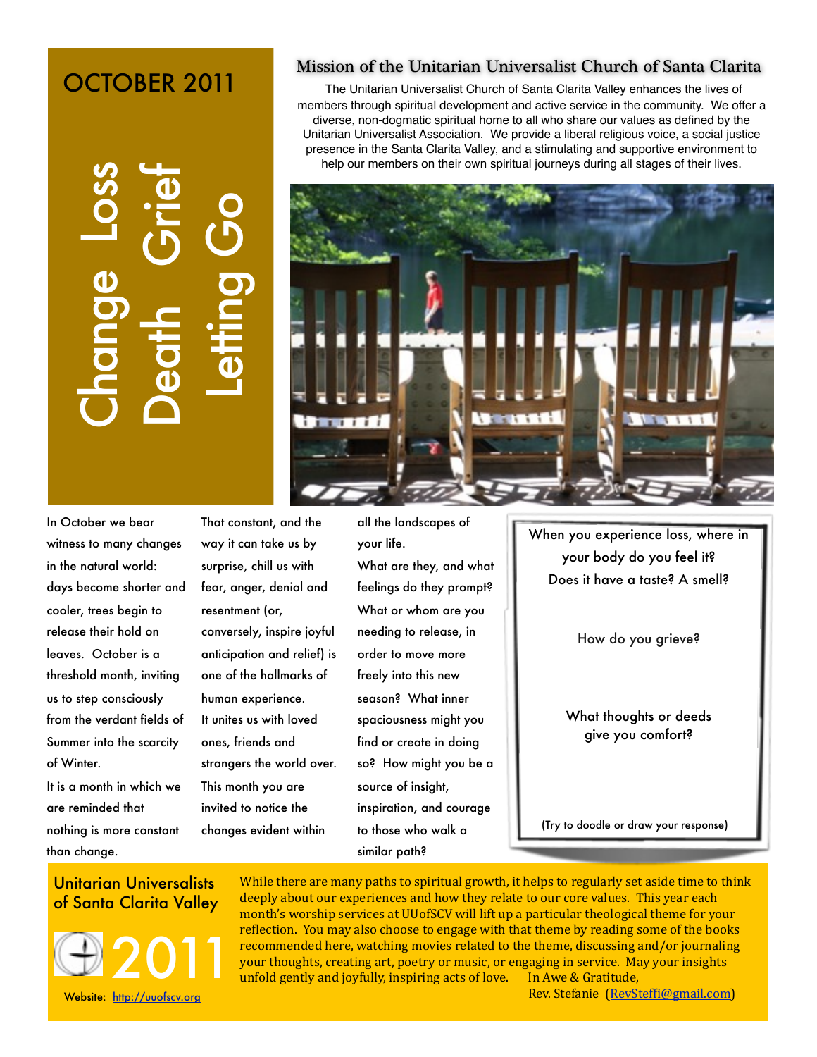# OCTOBER 2011

Change Loss
Death Grief
Letting Go

## Mission of the Unitarian Universalist Church of Santa Clarita

The Unitarian Universalist Church of Santa Clarita Valley enhances the lives of members through spiritual development and active service in the community. We offer a diverse, non-dogmatic spiritual home to all who share our values as defined by the Unitarian Universalist Association. We provide a liberal religious voice, a social justice presence in the Santa Clarita Valley, and a stimulating and supportive environment to help our members on their own spiritual journeys during all stages of their lives.

In October we bear witness to many changes in the natural world: days become shorter and cooler, trees begin to release their hold on leaves. October is a threshold month, inviting us to step consciously from the verdant fields of Summer into the scarcity of Winter.

It is a month in which we are reminded that nothing is more constant than change. That constant, and the way it can take us by surprise, chill us with fear, anger, denial and resentment (or, conversely, inspire joyful anticipation and relief) is one of the hallmarks of human experience.

It unites us with loved ones, friends and strangers the world over. This month you are invited to notice the changes evident within all the landscapes of your life.

What are they, and what feelings do they prompt? What or whom are you needing to release, in order to move more freely into this new season? What inner spaciousness might you find or create in doing so? How might you be a source of insight, inspiration, and courage to those who walk a similar path?

When you experience loss, where in your body do you feel it? Does it have a taste? A smell?

How do you grieve?

What thoughts or deeds give you comfort?

(Try to doodle or draw your response)

**Unitarian Universalists of Santa Clarita Valley**

2011

Website: http://uuofscv.org

While there are many paths to spiritual growth, it helps to regularly set aside time to think deeply about our experiences and how they relate to our core values. This year each month's worship services at UUofSCV will lift up a particular theological theme for your reflection. You may also choose to engage with that theme by reading some of the books recommended here, watching movies related to the theme, discussing and/or journaling your thoughts, creating art, poetry or music, or engaging in service. May your insights unfold gently and joyfully, inspiring acts of love.

In Awe & Gratitude,
Rev. Stefanie (RevSteffi@gmail.com)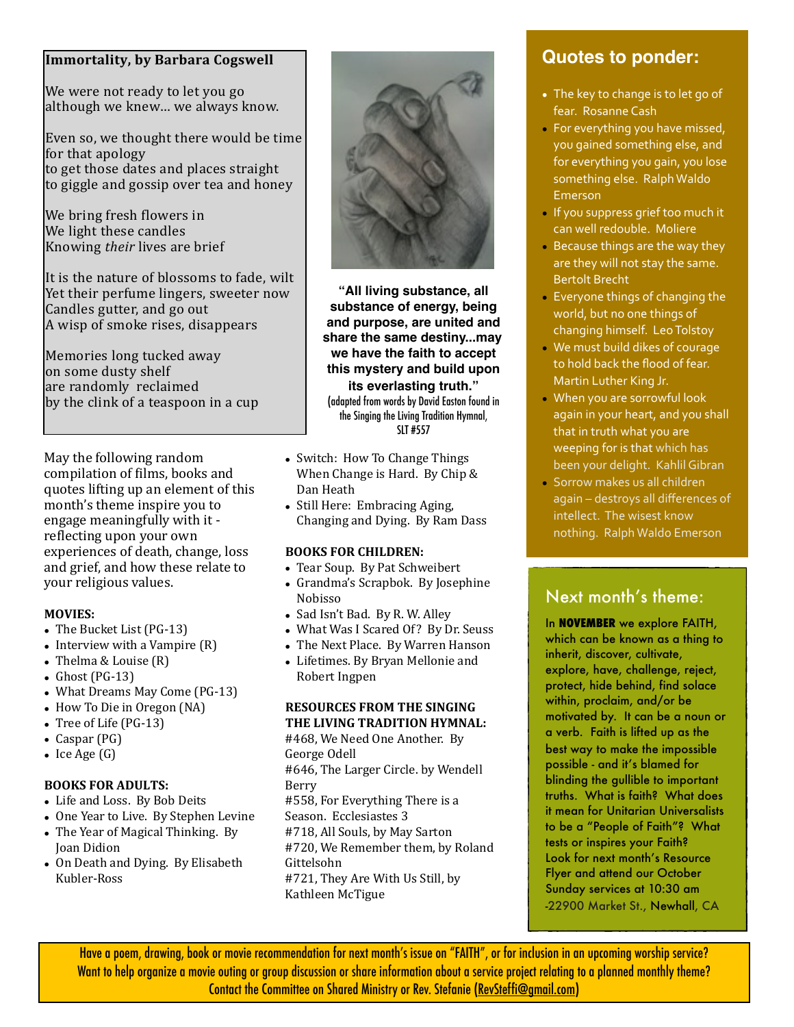### Immortality, by Barbara Cogswell

We were not ready to let you go
although we knew... we always know.

Even so, we thought there would be time
for that apology
to get those dates and places straight
to giggle and gossip over tea and honey

We bring fresh flowers in
We light these candles
Knowing *their* lives are brief

It is the nature of blossoms to fade, wilt
Yet their perfume lingers, sweeter now
Candles gutter, and go out
A wisp of smoke rises, disappears

Memories long tucked away
on some dusty shelf
are randomly reclaimed
by the clink of a teaspoon in a cup

**"All living substance, all substance of energy, being and purpose, are united and share the same destiny...may we have the faith to accept this mystery and build upon its everlasting truth."**
(adapted from words by David Easton found in the Singing the Living Tradition Hymnal, SLT #557

May the following random compilation of films, books and quotes lifting up an element of this month's theme inspire you to engage meaningfully with it - reflecting upon your own experiences of death, change, loss and grief, and how these relate to your religious values.

**MOVIES:**

- The Bucket List (PG-13)
- Interview with a Vampire (R)
- Thelma & Louise (R)
- Ghost (PG-13)
- What Dreams May Come (PG-13)
- How To Die in Oregon (NA)
- Tree of Life (PG-13)
- Caspar (PG)
- Ice Age (G)

**BOOKS FOR ADULTS:**

- Life and Loss. By Bob Deits
- One Year to Live. By Stephen Levine
- The Year of Magical Thinking. By Joan Didion
- On Death and Dying. By Elisabeth Kubler-Ross
- Switch: How To Change Things When Change is Hard. By Chip & Dan Heath
- Still Here: Embracing Aging, Changing and Dying. By Ram Dass

**BOOKS FOR CHILDREN:**

- Tear Soup. By Pat Schweibert
- Grandma's Scrapbok. By Josephine Nobisso
- Sad Isn't Bad. By R. W. Alley
- What Was I Scared Of? By Dr. Seuss
- The Next Place. By Warren Hanson
- Lifetimes. By Bryan Mellonie and Robert Ingpen

**RESOURCES FROM THE SINGING THE LIVING TRADITION HYMNAL:**

#468, We Need One Another. By George Odell
#646, The Larger Circle. by Wendell Berry
#558, For Everything There is a Season. Ecclesiastes 3
#718, All Souls, by May Sarton
#720, We Remember them, by Roland Gittelsohn
#721, They Are With Us Still, by Kathleen McTigue

## Quotes to ponder:

- The key to change is to let go of fear. Rosanne Cash
- For everything you have missed, you gained something else, and for everything you gain, you lose something else. Ralph Waldo Emerson
- If you suppress grief too much it can well redouble. Moliere
- Because things are the way they are they will not stay the same. Bertolt Brecht
- Everyone things of changing the world, but no one things of changing himself. Leo Tolstoy
- We must build dikes of courage to hold back the flood of fear. Martin Luther King Jr.
- When you are sorrowful look again in your heart, and you shall that in truth what you are weeping for is that which has been your delight. Kahlil Gibran
- Sorrow makes us all children again – destroys all differences of intellect. The wisest know nothing. Ralph Waldo Emerson

## Next month's theme:

In **NOVEMBER** we explore FAITH, which can be known as a thing to inherit, discover, cultivate, explore, have, challenge, reject, protect, hide behind, find solace within, proclaim, and/or be motivated by. It can be a noun or a verb. Faith is lifted up as the best way to make the impossible possible - and it's blamed for blinding the gullible to important truths. What is faith? What does it mean for Unitarian Universalists to be a "People of Faith"? What tests or inspires your Faith? Look for next month's Resource Flyer and attend our October Sunday services at 10:30 am -22900 Market St., Newhall, CA

Have a poem, drawing, book or movie recommendation for next month's issue on "FAITH", or for inclusion in an upcoming worship service? Want to help organize a movie outing or group discussion or share information about a service project relating to a planned monthly theme? Contact the Committee on Shared Ministry or Rev. Stefanie (RevSteffi@gmail.com)